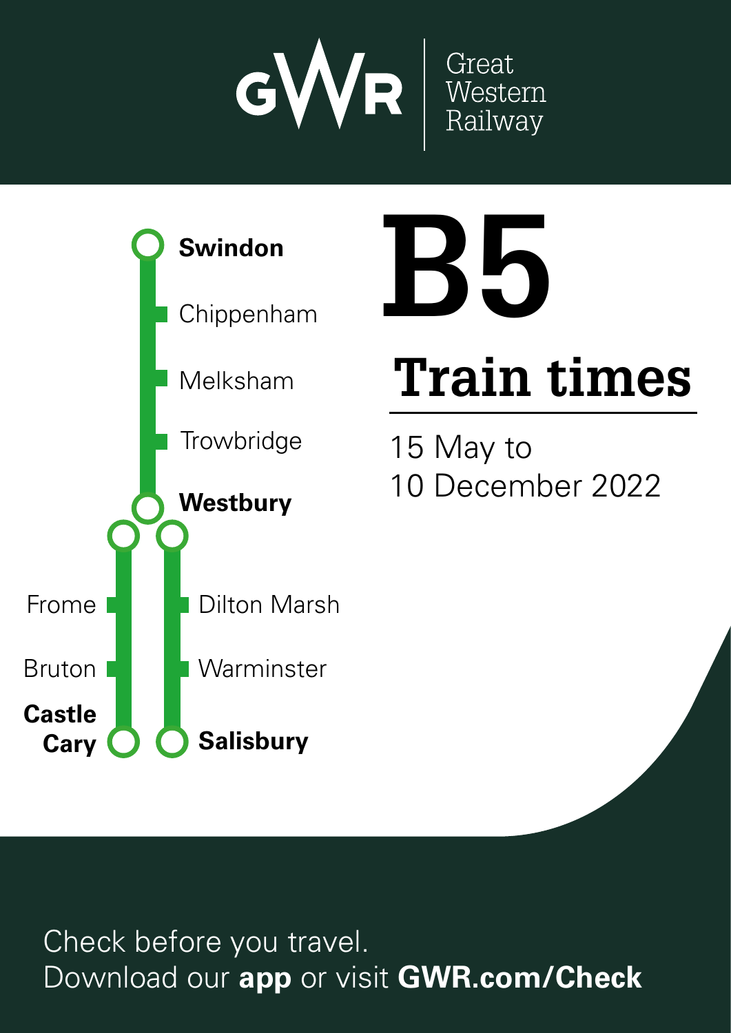GWR | Great Western Railway

# B5

## Train times

15 May to
10 December 2022

**Swindon**
Chippenham
Melksham
Trowbridge
**Westbury**

Frome
Bruton
**Castle Cary**

Dilton Marsh
Warminster
**Salisbury**

Check before you travel.
Download our **app** or visit **GWR.com/Check**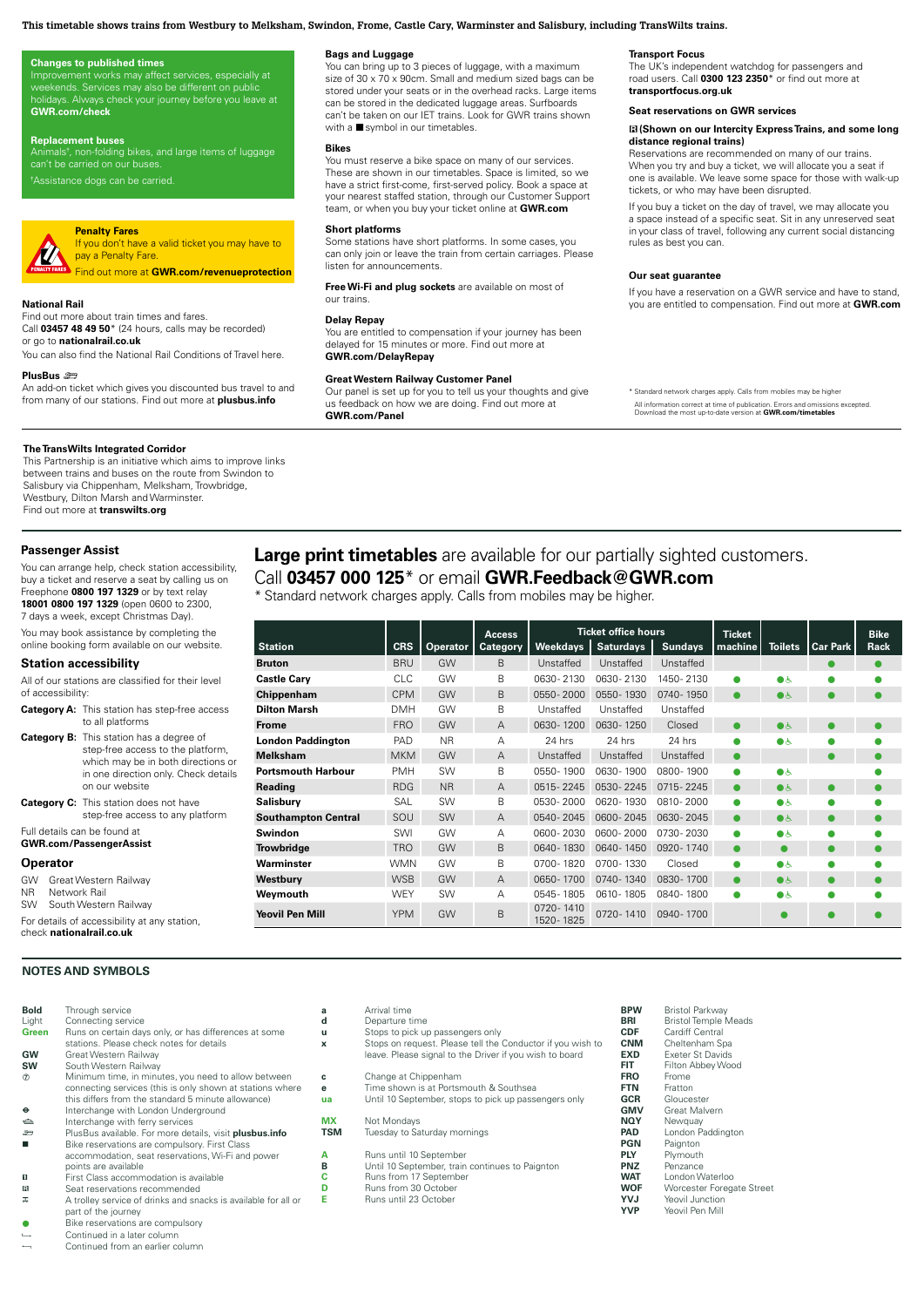This timetable shows trains from Westbury to Melksham, Swindon, Frome, Castle Cary, Warminster and Salisbury, including TransWilts trains.

**Changes to published times**
Improvement works may affect services, especially at weekends. Services may also be different on public holidays. Always check your journey before you leave at **GWR.com/check**

**Replacement buses**
Animals†, non-folding bikes, and large items of luggage can't be carried on our buses.

†Assistance dogs can be carried.

**Penalty Fares**
If you don't have a valid ticket you may have to pay a Penalty Fare.
Find out more at **GWR.com/revenueprotection**

**National Rail**
Find out more about train times and fares.
Call **03457 48 49 50*** (24 hours, calls may be recorded) or go to **nationalrail.co.uk**
You can also find the National Rail Conditions of Travel here.

**PlusBus**
An add-on ticket which gives you discounted bus travel to and from many of our stations. Find out more at **plusbus.info**

**Bags and Luggage**
You can bring up to 3 pieces of luggage, with a maximum size of 30 x 70 x 90cm. Small and medium sized bags can be stored under your seats or in the overhead racks. Large items can be stored in the dedicated luggage areas. Surfboards can't be taken on our IET trains. Look for GWR trains shown with a ■ symbol in our timetables.

**Bikes**
You must reserve a bike space on many of our services. These are shown in our timetables. Space is limited, so we have a strict first-come, first-served policy. Book a space at your nearest staffed station, through our Customer Support team, or when you buy your ticket online at **GWR.com**

**Short platforms**
Some stations have short platforms. In some cases, you can only join or leave the train from certain carriages. Please listen for announcements.

**Free Wi-Fi and plug sockets** are available on most of our trains.

**Delay Repay**
You are entitled to compensation if your journey has been delayed for 15 minutes or more. Find out more at **GWR.com/DelayRepay**

**Great Western Railway Customer Panel**
Our panel is set up for you to tell us your thoughts and give us feedback on how we are doing. Find out more at **GWR.com/Panel**

**Transport Focus**
The UK's independent watchdog for passengers and road users. Call **0300 123 2350*** or find out more at **transportfocus.org.uk**

**Seat reservations on GWR services**

**(Shown on our Intercity Express Trains, and some long distance regional trains)**
Reservations are recommended on many of our trains. When you try and buy a ticket, we will allocate you a seat if one is available. We leave some space for those with walk-up tickets, or who may have been disrupted.

If you buy a ticket on the day of travel, we may allocate you a space instead of a specific seat. Sit in any unreserved seat in your class of travel, following any current social distancing rules as best you can.

**Our seat guarantee**
If you have a reservation on a GWR service and have to stand, you are entitled to compensation. Find out more at **GWR.com**

\* Standard network charges apply. Calls from mobiles may be higher

All information correct at time of publication. Errors and omissions excepted. Download the most up-to-date version at **GWR.com/timetables**

**The TransWilts Integrated Corridor**
This Partnership is an initiative which aims to improve links between trains and buses on the route from Swindon to Salisbury via Chippenham, Melksham, Trowbridge, Westbury, Dilton Marsh and Warminster.
Find out more at **transwilts.org**

## Passenger Assist

You can arrange help, check station accessibility, buy a ticket and reserve a seat by calling us on Freephone **0800 197 1329** or by text relay **18001 0800 197 1329** (open 0600 to 2300, 7 days a week, except Christmas Day).

You may book assistance by completing the online booking form available on our website.

## Station accessibility

All of our stations are classified for their level of accessibility:

**Category A:** This station has step-free access to all platforms

**Category B:** This station has a degree of step-free access to the platform, which may be in both directions or in one direction only. Check details on our website

**Category C:** This station does not have step-free access to any platform

Full details can be found at **GWR.com/PassengerAssist**

## Operator

GW Great Western Railway
NR Network Rail
SW South Western Railway

For details of accessibility at any station, check **nationalrail.co.uk**

**Large print timetables** are available for our partially sighted customers. Call **03457 000 125*** or email **GWR.Feedback@GWR.com**
\* Standard network charges apply. Calls from mobiles may be higher.

| Station | CRS | Operator | Access Category | Ticket office hours Weekdays | Saturdays | Sundays | Ticket machine | Toilets | Car Park | Bike Rack |
|---|---|---|---|---|---|---|---|---|---|---|
| Bruton | BRU | GW | B | Unstaffed | Unstaffed | Unstaffed | | | ● | ● |
| Castle Cary | CLC | GW | B | 0630-2130 | 0630-2130 | 1450-2130 | ● | ●♿ | ● | ● |
| Chippenham | CPM | GW | B | 0550-2000 | 0550-1930 | 0740-1950 | ● | ●♿ | ● | ● |
| Dilton Marsh | DMH | GW | B | Unstaffed | Unstaffed | Unstaffed | | | | |
| Frome | FRO | GW | A | 0630-1200 | 0630-1250 | Closed | ● | ●♿ | ● | ● |
| London Paddington | PAD | NR | A | 24 hrs | 24 hrs | 24 hrs | ● | ●♿ | ● | ● |
| Melksham | MKM | GW | A | Unstaffed | Unstaffed | Unstaffed | ● | | ● | ● |
| Portsmouth Harbour | PMH | SW | B | 0550-1900 | 0630-1900 | 0800-1900 | ● | ●♿ | | ● |
| Reading | RDG | NR | A | 0515-2245 | 0530-2245 | 0715-2245 | ● | ●♿ | ● | ● |
| Salisbury | SAL | SW | B | 0530-2000 | 0620-1930 | 0810-2000 | ● | ●♿ | ● | ● |
| Southampton Central | SOU | SW | A | 0540-2045 | 0600-2045 | 0630-2045 | ● | ●♿ | ● | ● |
| Swindon | SWI | GW | A | 0600-2030 | 0600-2000 | 0730-2030 | ● | ●♿ | ● | ● |
| Trowbridge | TRO | GW | B | 0640-1830 | 0640-1450 | 0920-1740 | ● | ● | ● | ● |
| Warminster | WMN | GW | B | 0700-1820 | 0700-1330 | Closed | ● | ●♿ | ● | ● |
| Westbury | WSB | GW | A | 0650-1700 | 0740-1340 | 0830-1700 | ● | ●♿ | ● | ● |
| Weymouth | WEY | SW | A | 0545-1805 | 0610-1805 | 0840-1800 | ● | ●♿ | ● | ● |
| Yeovil Pen Mill | YPM | GW | B | 0720-1410 1520-1825 | 0720-1410 | 0940-1700 | | ● | ● | ● |

## NOTES AND SYMBOLS

| Symbol | Meaning |
|---|---|
| **Bold** | Through service |
| Light | Connecting service |
| **Green** | Runs on certain days only, or has differences at some stations. Please check notes for details |
| GW | Great Western Railway |
| SW | South Western Railway |
| ⑦ | Minimum time, in minutes, you need to allow between connecting services (this is only shown at stations where this differs from the standard 5 minute allowance) |
| ⊖ | Interchange with London Underground |
| ⛴ | Interchange with ferry services |
| 🚌 | PlusBus available. For more details, visit **plusbus.info** |
| ■ | Bike reservations are compulsory. First Class accommodation, seat reservations, Wi-Fi and power points are available |
| 1 | First Class accommodation is available |
| R | Seat reservations recommended |
| ⚲ | A trolley service of drinks and snacks is available for all or part of the journey |
| ● | Bike reservations are compulsory |
| ⟶ | Continued in a later column |
| ⟵ | Continued from an earlier column |

| Symbol | Meaning |
|---|---|
| a | Arrival time |
| d | Departure time |
| u | Stops to pick up passengers only |
| x | Stops on request. Please tell the Conductor if you wish to leave. Please signal to the Driver if you wish to board |
| c | Change at Chippenham |
| e | Time shown is at Portsmouth & Southsea |
| ua | Until 10 September, stops to pick up passengers only |
| MX | Not Mondays |
| TSM | Tuesday to Saturday mornings |
| A | Runs until 10 September |
| B | Until 10 September, train continues to Paignton |
| C | Runs from 17 September |
| D | Runs from 30 October |
| E | Runs until 23 October |

| Code | Station |
|---|---|
| BPW | Bristol Parkway |
| BRI | Bristol Temple Meads |
| CDF | Cardiff Central |
| CNM | Cheltenham Spa |
| EXD | Exeter St Davids |
| FIT | Filton Abbey Wood |
| FRO | Frome |
| FTN | Fratton |
| GCR | Gloucester |
| GMV | Great Malvern |
| NQY | Newquay |
| PAD | London Paddington |
| PGN | Paignton |
| PLY | Plymouth |
| PNZ | Penzance |
| WAT | London Waterloo |
| WOF | Worcester Foregate Street |
| YVJ | Yeovil Junction |
| YVP | Yeovil Pen Mill |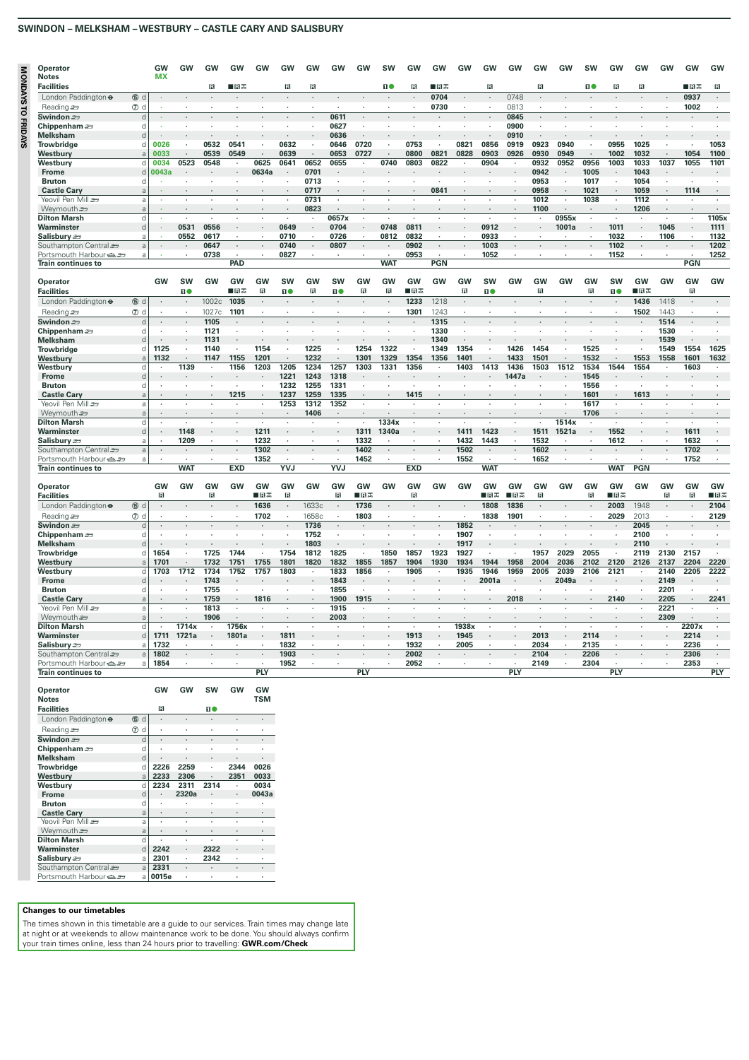# SWINDON – MELKSHAM – WESTBURY – CASTLE CARY AND SALISBURY

**MONDAYS TO FRIDAYS**

| Operator | | GW | GW | GW | GW | GW | GW | GW | GW | GW | SW | GW | GW | GW | GW | GW | GW | GW | SW | GW | GW | GW | GW | GW |
|---|---|---|---|---|---|---|---|---|---|---|---|---|---|---|---|---|---|---|---|---|---|---|---|---|
| Notes | | MX | | | | | | | | | | | | | | | | | | | | | | |
| Facilities | | | | R | ■R✕ | | R | R | | | 1● | R | ■R✕ | | R | | R | | 1● | R | R | | ■R✕ | R |
| London Paddington ⊖ | ⑮ d | · | · | · | · | · | · | · | · | · | · | · | 0704 | · | · | 0748 | · | · | · | · | · | · | 0937 | · |
| Reading | ⑦ d | · | · | · | · | · | · | · | · | · | · | · | 0730 | · | · | 0813 | · | · | · | · | · | · | 1002 | · |
| **Swindon** | d | · | · | · | · | · | · | · | 0611 | · | · | · | · | · | · | 0845 | · | · | · | · | · | · | · | · |
| **Chippenham** | d | · | · | · | · | · | · | · | 0627 | · | · | · | · | · | · | 0900 | · | · | · | · | · | · | · | · |
| **Melksham** | d | · | · | · | · | · | · | · | 0636 | · | · | · | · | · | · | 0910 | · | · | · | · | · | · | · | · |
| **Trowbridge** | d | 0026 | · | 0532 | 0541 | · | 0632 | · | 0646 | 0720 | · | 0753 | · | 0821 | 0856 | 0919 | 0923 | 0940 | · | 0955 | 1025 | · | · | 1053 |
| **Westbury** | a | 0033 | · | 0539 | 0549 | · | 0639 | · | 0653 | 0727 | · | 0800 | 0821 | 0828 | 0903 | 0926 | 0930 | 0949 | · | 1002 | 1032 | · | 1054 | 1100 |
| **Westbury** | d | 0034 | 0523 | 0548 | · | 0625 | 0641 | 0652 | 0655 | · | 0740 | 0803 | 0822 | · | 0904 | · | 0932 | 0952 | 0956 | 1003 | 1033 | 1037 | 1055 | 1101 |
| **Frome** | d | 0043a | · | · | · | 0634a | · | 0701 | · | · | · | · | · | · | · | · | 0942 | · | 1005 | · | 1043 | · | · | · |
| **Bruton** | d | · | · | · | · | · | · | 0713 | · | · | · | · | · | · | · | · | 0953 | · | 1017 | · | 1054 | · | · | · |
| **Castle Cary** | a | · | · | · | · | · | · | 0717 | · | · | · | · | 0841 | · | · | · | 0958 | · | 1021 | · | 1059 | · | 1114 | · |
| Yeovil Pen Mill | a | · | · | · | · | · | · | 0731 | · | · | · | · | · | · | · | · | 1012 | · | 1038 | · | 1112 | · | · | · |
| Weymouth | a | · | · | · | · | · | · | 0823 | · | · | · | · | · | · | · | · | 1100 | · | · | · | 1206 | · | · | · |
| **Dilton Marsh** | d | · | · | · | · | · | · | · | 0657x | · | · | · | · | · | · | · | · | 0955x | · | · | · | · | · | 1105x |
| **Warminster** | d | · | 0531 | 0556 | · | · | 0649 | · | 0704 | · | 0748 | 0811 | · | · | 0912 | · | · | 1001a | · | 1011 | · | 1045 | · | 1111 |
| **Salisbury** | a | · | 0552 | 0617 | · | · | 0710 | · | 0726 | · | 0812 | 0832 | · | · | 0933 | · | · | · | · | 1032 | · | 1106 | · | 1132 |
| Southampton Central | a | · | · | 0647 | · | · | 0740 | · | 0807 | · | · | 0902 | · | · | 1003 | · | · | · | · | 1102 | · | · | · | 1202 |
| Portsmouth Harbour | a | · | · | 0738 | · | · | 0827 | · | · | · | · | 0953 | · | · | 1052 | · | · | · | · | 1152 | · | · | · | 1252 |
| **Train continues to** | | | | | PAD | | | | | | WAT | | PGN | | | | | | | | | | PGN | |

| Operator | | GW | SW | GW | GW | GW | SW | GW | SW | GW | GW | GW | GW | GW | SW | GW | GW | GW | GW | SW | GW | GW | GW | GW |
|---|---|---|---|---|---|---|---|---|---|---|---|---|---|---|---|---|---|---|---|---|---|---|---|---|
| Facilities | | | 1● | | ■R✕ | R | 1● | R | 1● | R | R | ■R✕ | | R | 1● | | R | | R | 1● | ■R✕ | | R | |
| London Paddington ⊖ | ⑮ d | · | · | 1002c | 1035 | · | · | · | · | · | · | 1233 | 1218 | · | · | · | · | · | · | · | 1436 | 1418 | · | · |
| Reading | ⑦ d | · | · | 1027c | 1101 | · | · | · | · | · | · | 1301 | 1243 | · | · | · | · | · | · | · | 1502 | 1443 | · | · |
| **Swindon** | d | · | · | 1105 | · | · | · | · | · | · | · | · | 1315 | · | · | · | · | · | · | · | · | 1514 | · | · |
| **Chippenham** | d | · | · | 1121 | · | · | · | · | · | · | · | · | 1330 | · | · | · | · | · | · | · | · | 1530 | · | · |
| **Melksham** | d | · | · | 1131 | · | · | · | · | · | · | · | · | 1340 | · | · | · | · | · | · | · | · | 1539 | · | · |
| **Trowbridge** | d | 1125 | · | 1140 | · | 1154 | · | 1225 | · | 1254 | 1322 | · | 1349 | 1354 | · | 1426 | 1454 | · | 1525 | · | · | 1549 | 1554 | 1625 |
| **Westbury** | a | 1132 | · | 1147 | 1155 | 1201 | · | 1232 | · | 1301 | 1329 | 1354 | 1356 | 1401 | · | 1433 | 1501 | · | 1532 | · | 1553 | 1558 | 1601 | 1632 |
| **Westbury** | d | · | 1139 | · | 1156 | 1203 | 1205 | 1234 | 1257 | 1303 | 1331 | 1356 | · | 1403 | 1413 | 1436 | 1503 | 1512 | 1534 | 1544 | 1554 | · | 1603 | · |
| **Frome** | d | · | · | · | · | · | 1221 | 1243 | 1318 | · | · | · | · | · | · | 1447a | · | · | 1545 | · | · | · | · | · |
| **Bruton** | d | · | · | · | · | · | 1232 | 1255 | 1331 | · | · | · | · | · | · | · | · | · | 1556 | · | · | · | · | · |
| **Castle Cary** | a | · | · | · | 1215 | · | 1237 | 1259 | 1335 | · | · | 1415 | · | · | · | · | · | · | 1601 | · | 1613 | · | · | · |
| Yeovil Pen Mill | a | · | · | · | · | · | 1253 | 1312 | 1352 | · | · | · | · | · | · | · | · | · | 1617 | · | · | · | · | · |
| Weymouth | a | · | · | · | · | · | · | 1406 | · | · | · | · | · | · | · | · | · | · | 1706 | · | · | · | · | · |
| **Dilton Marsh** | d | · | · | · | · | · | · | · | · | · | 1334x | · | · | · | · | · | · | 1514x | · | · | · | · | · | · |
| **Warminster** | d | · | 1148 | · | · | 1211 | · | · | · | 1311 | 1340a | · | · | 1411 | 1423 | · | 1511 | 1521a | · | 1552 | · | · | 1611 | · |
| **Salisbury** | a | · | 1209 | · | · | 1232 | · | · | · | 1332 | · | · | · | 1432 | 1443 | · | 1532 | · | · | 1612 | · | · | 1632 | · |
| Southampton Central | a | · | · | · | · | 1302 | · | · | · | 1402 | · | · | · | 1502 | · | · | 1602 | · | · | · | · | · | 1702 | · |
| Portsmouth Harbour | a | · | · | · | · | 1352 | · | · | · | 1452 | · | · | · | 1552 | · | · | 1652 | · | · | · | · | · | 1752 | · |
| **Train continues to** | | | WAT | | EXD | | YVJ | | YVJ | | | EXD | | | WAT | | | | | WAT | PGN | | | |

| Operator | | GW | GW | GW | GW | GW | GW | GW | GW | GW | GW | GW | GW | GW | GW | GW | GW | GW | GW | GW | GW | GW | GW | GW |
|---|---|---|---|---|---|---|---|---|---|---|---|---|---|---|---|---|---|---|---|---|---|---|---|---|
| Facilities | | | | R | | ■R✕ | R | | R | ■R✕ | | R | | | ■R✕ | ■R✕ | R | | R | ■R✕ | | R | R | ■R✕ |
| London Paddington ⊖ | ⑮ d | · | · | · | · | 1636 | · | 1633c | · | 1736 | · | · | · | · | 1808 | 1836 | · | · | · | 2003 | 1948 | · | · | 2104 |
| Reading | ⑦ d | · | · | · | · | 1702 | · | 1658c | · | 1803 | · | · | · | · | 1838 | 1901 | · | · | · | 2029 | 2013 | · | · | 2129 |
| **Swindon** | d | · | · | · | · | · | · | · | 1736 | · | · | · | · | 1852 | · | · | · | · | · | · | 2045 | · | · | · |
| **Chippenham** | d | · | · | · | · | · | · | · | 1752 | · | · | · | · | 1907 | · | · | · | · | · | · | 2100 | · | · | · |
| **Melksham** | d | · | · | · | · | · | · | · | 1803 | · | · | · | · | 1917 | · | · | · | · | · | · | 2110 | · | · | · |
| **Trowbridge** | d | 1654 | · | 1725 | 1744 | · | 1754 | 1812 | 1825 | · | 1850 | 1857 | 1923 | 1927 | · | · | 1957 | 2029 | 2055 | · | 2119 | 2130 | 2157 | · |
| **Westbury** | a | 1701 | · | 1732 | 1751 | 1755 | 1801 | 1820 | 1832 | 1855 | 1857 | 1904 | 1930 | 1934 | 1944 | 1958 | 2004 | 2036 | 2102 | 2120 | 2126 | 2137 | 2204 | 2220 |
| **Westbury** | d | 1703 | 1712 | 1734 | 1752 | 1757 | 1803 | · | 1833 | 1856 | · | 1905 | · | 1935 | 1946 | 1959 | 2005 | 2039 | 2106 | 2121 | · | 2140 | 2205 | 2222 |
| **Frome** | d | · | · | 1743 | · | · | · | · | 1843 | · | · | · | · | · | 2001a | · | · | 2049a | · | · | · | 2149 | · | · |
| **Bruton** | d | · | · | 1755 | · | · | · | · | 1855 | · | · | · | · | · | · | · | · | · | · | · | · | 2201 | · | · |
| **Castle Cary** | a | · | · | 1759 | · | 1816 | · | · | 1900 | 1915 | · | · | · | · | · | 2018 | · | · | · | 2140 | · | 2205 | · | 2241 |
| Yeovil Pen Mill | a | · | · | 1813 | · | · | · | · | 1915 | · | · | · | · | · | · | · | · | · | · | · | · | 2221 | · | · |
| Weymouth | a | · | · | 1906 | · | · | · | · | 2003 | · | · | · | · | · | · | · | · | · | · | · | · | 2309 | · | · |
| **Dilton Marsh** | d | · | 1714x | · | 1756x | · | · | · | · | · | · | · | · | 1938x | · | · | · | · | · | · | · | · | 2207x | · |
| **Warminster** | d | 1711 | 1721a | · | 1801a | · | 1811 | · | · | · | · | 1913 | · | 1945 | · | · | 2013 | · | 2114 | · | · | · | 2214 | · |
| **Salisbury** | a | 1732 | · | · | · | · | 1832 | · | · | · | · | 1932 | · | 2005 | · | · | 2034 | · | 2135 | · | · | · | 2236 | · |
| Southampton Central | a | 1802 | · | · | · | · | 1903 | · | · | · | · | 2002 | · | · | · | · | 2104 | · | 2206 | · | · | · | 2306 | · |
| Portsmouth Harbour | a | 1854 | · | · | · | · | 1952 | · | · | · | · | 2052 | · | · | · | · | 2149 | · | 2304 | · | · | · | 2353 | · |
| **Train continues to** | | | | | | PLY | | | | PLY | | | | | | PLY | | | | PLY | | | | PLY |

| Operator | | GW | GW | SW | GW | GW |
|---|---|---|---|---|---|---|
| Notes | | | | | | TSM |
| Facilities | | R | | 1● | | |
| London Paddington ⊖ | ⑮ d | · | · | · | · | · |
| Reading | ⑦ d | · | · | · | · | · |
| **Swindon** | d | · | · | · | · | · |
| **Chippenham** | d | · | · | · | · | · |
| **Melksham** | d | · | · | · | · | · |
| **Trowbridge** | d | 2226 | 2259 | · | 2344 | 0026 |
| **Westbury** | a | 2233 | 2306 | · | 2351 | 0033 |
| **Westbury** | d | 2234 | 2311 | 2314 | · | 0034 |
| **Frome** | d | · | 2320a | · | · | 0043a |
| **Bruton** | d | · | · | · | · | · |
| **Castle Cary** | a | · | · | · | · | · |
| Yeovil Pen Mill | a | · | · | · | · | · |
| Weymouth | a | · | · | · | · | · |
| **Dilton Marsh** | d | · | · | · | · | · |
| **Warminster** | d | 2242 | · | 2322 | · | · |
| **Salisbury** | a | 2301 | · | 2342 | · | · |
| Southampton Central | a | 2331 | · | · | · | · |
| Portsmouth Harbour | a | 0015e | · | · | · | · |

**Changes to our timetables**

The times shown in this timetable are a guide to our services. Train times may change late at night or at weekends to allow maintenance work to be done. You should always confirm your train times online, less than 24 hours prior to travelling: **GWR.com/Check**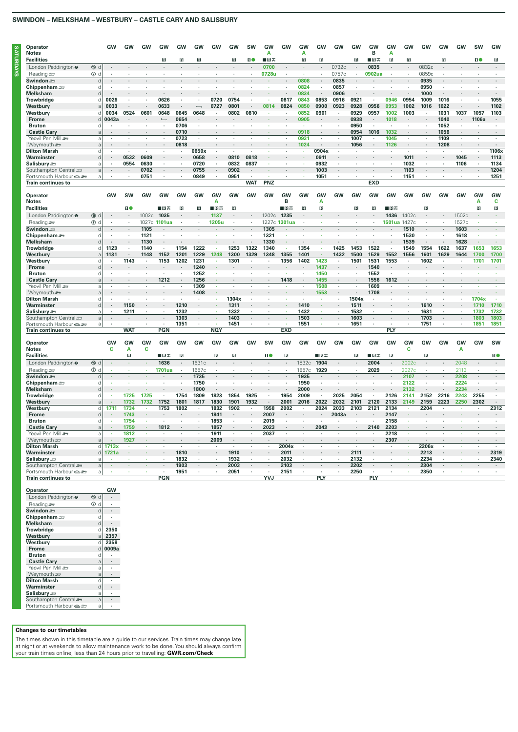## SWINDON – MELKSHAM – WESTBURY – CASTLE CARY AND SALISBURY

**SATURDAYS**

| Operator | | GW | GW | GW | GW | GW | GW | GW | GW | SW | GW | GW | GW | GW | GW | GW | GW | GW | GW | GW | GW | GW | SW | GW |
|---|---|---|---|---|---|---|---|---|---|---|---|---|---|---|---|---|---|---|---|---|---|---|---|---|
| **Notes** | | | | | | | | | | | A | | A | | | | B | A | | | | | | |
| **Facilities** | | | | | R | R | R | | R | 1● | ■R✕ | | R | R | | R | ■R✕ | R | R | | R | | 1● | R |
| London Paddington ⊖ | ⑤ d | | | | | | | | | | 0700 | | | | 0732c | | 0835 | | | 0832c | | | | |
| Reading | ⑦ d | | | | | | | | | | 0728u | | | | 0757c | | 0902ua | | | 0859c | | | | |
| **Swindon** | d | | | | | | | | | | | | 0808 | | 0835 | | | | | 0935 | | | | |
| **Chippenham** | d | | | | | | | | | | | | 0824 | | 0857 | | | | | 0950 | | | | |
| **Melksham** | d | | | | | | | | | | | | 0834 | | 0906 | | | | | 1000 | | | | |
| **Trowbridge** | d | 0026 | | | 0626 | | | 0720 | 0754 | | | 0817 | 0843 | 0853 | 0916 | 0921 | | 0946 | 0954 | 1009 | 1016 | | | 1055 |
| **Westbury** | a | 0033 | | | 0633 | | ⟶ | 0727 | 0801 | | 0814 | 0824 | 0850 | 0900 | 0923 | 0928 | 0956 | 0953 | 1002 | 1016 | 1022 | | | 1102 |
| **Westbury** | d | 0034 | 0524 | 0601 | 0648 | 0645 | 0648 | | 0802 | 0810 | | | 0852 | 0901 | | 0929 | 0957 | 1002 | 1003 | | 1031 | 1037 | 1057 | 1103 |
| **Frome** | d | 0043a | | | ⟶ | 0654 | | | | | | | 0905 | | | 0938 | | 1018 | | | 1040 | | 1106a | |
| **Bruton** | d | | | | | 0706 | | | | | | | | | | 0950 | | | | | 1052 | | | |
| **Castle Cary** | a | | | | | 0710 | | | | | | | 0918 | | | 0954 | 1016 | 1032 | | | 1056 | | | |
| Yeovil Pen Mill | a | | | | | 0723 | | | | | | | 0931 | | | 1007 | | 1045 | | | 1109 | | | |
| Weymouth | a | | | | | 0818 | | | | | | | 1024 | | | 1056 | | 1126 | | | 1208 | | | |
| **Dilton Marsh** | d | | | | | | 0650x | | | | | | | 0904x | | | | | | | | | | 1106x |
| **Warminster** | d | | 0532 | 0609 | | | 0658 | | 0810 | 0818 | | | | 0911 | | | | | 1011 | | | 1045 | | 1113 |
| **Salisbury** | a | | 0554 | 0630 | | | 0720 | | 0832 | 0837 | | | | 0932 | | | | | 1032 | | | 1106 | | 1134 |
| Southampton Central | a | | | 0702 | | | 0755 | | 0902 | | | | | 1003 | | | | | 1103 | | | | | 1204 |
| Portsmouth Harbour | a | | | 0751 | | | 0849 | | 0951 | | | | | 1051 | | | | | 1151 | | | | | 1251 |
| **Train continues to** | | | | | | | | | | WAT | PNZ | | | | | | EXD | | | | | | | |

| Operator | | GW | SW | GW | GW | GW | GW | GW | GW | GW | GW | GW | GW | GW | GW | GW | GW | GW | GW | GW | GW | GW | GW | GW |
|---|---|---|---|---|---|---|---|---|---|---|---|---|---|---|---|---|---|---|---|---|---|---|---|---|
| **Notes** | | | | | | | | A | | | | B | | A | | | | | | | | | A | C |
| **Facilities** | | | 1● | | ■R✕ | R | R | ■R✕ | R | | | ■R✕ | R | R | | R | R | ■R✕ | | R | | | R | R |
| London Paddington ⊖ | ⑤ d | | | 1002c | 1035 | | | 1137 | | | 1202c | 1235 | | | | | | 1436 | 1402c | | | 1502c | | |
| Reading | ⑦ d | | | 1027c | 1101ua | | | 1205u | | | 1227c | 1301ua | | | | | | 1501ua | 1427c | | | 1527c | | |
| **Swindon** | d | | | 1105 | | | | | | | 1305 | | | | | | | | 1510 | | | 1603 | | |
| **Chippenham** | d | | | 1121 | | | | | | | 1321 | | | | | | | | 1530 | | | 1618 | | |
| **Melksham** | d | | | 1130 | | | | | | | 1330 | | | | | | | | 1539 | | | 1628 | | |
| **Trowbridge** | d | 1123 | | 1140 | | 1154 | 1222 | | 1253 | 1322 | 1340 | | 1354 | | 1425 | 1453 | 1522 | | 1549 | 1554 | 1622 | 1637 | 1653 | 1653 |
| **Westbury** | a | 1131 | | 1148 | 1152 | 1201 | 1229 | 1248 | 1300 | 1329 | 1348 | 1355 | 1401 | | 1432 | 1500 | 1529 | 1552 | 1556 | 1601 | 1629 | 1644 | 1700 | 1700 |
| **Westbury** | d | | 1143 | | 1153 | 1202 | 1231 | | 1301 | | | 1356 | 1402 | 1423 | | 1501 | 1531 | 1553 | | 1602 | | | 1701 | 1701 |
| **Frome** | d | | | | | | 1240 | | | | | | | 1437 | | | 1540 | | | | | | | |
| **Bruton** | d | | | | | | 1252 | | | | | | | 1450 | | | 1552 | | | | | | | |
| **Castle Cary** | a | | | | 1212 | | 1256 | | | | | 1418 | | 1455 | | | 1556 | 1612 | | | | | | |
| Yeovil Pen Mill | a | | | | | | 1309 | | | | | | | 1508 | | | 1609 | | | | | | | |
| Weymouth | a | | | | | | 1408 | | | | | | | 1553 | | | 1708 | | | | | | | |
| **Dilton Marsh** | d | | | | | | | | 1304x | | | | | | | 1504x | | | | | | | 1704x | |
| **Warminster** | d | | 1150 | | | 1210 | | | 1311 | | | | 1410 | | | 1511 | | | | 1610 | | | 1710 | 1710 |
| **Salisbury** | a | | 1211 | | | 1232 | | | 1332 | | | | 1432 | | | 1532 | | | | 1631 | | | 1732 | 1732 |
| Southampton Central | a | | | | | 1303 | | | 1403 | | | | 1503 | | | 1603 | | | | 1703 | | | 1803 | 1803 |
| Portsmouth Harbour | a | | | | | 1351 | | | 1451 | | | | 1551 | | | 1651 | | | | 1751 | | | 1851 | 1851 |
| **Train continues to** | | | WAT | | PGN | | | NQY | | | | EXD | | | | | | PLY | | | | | | |

| Operator | | GW | GW | GW | GW | GW | GW | GW | GW | GW | SW | GW | GW | GW | GW | GW | GW | GW | GW | GW | GW | GW | GW | SW |
|---|---|---|---|---|---|---|---|---|---|---|---|---|---|---|---|---|---|---|---|---|---|---|---|---|
| **Notes** | | C | A | C | | | | | | | | | | | | | | | C | | | A | | |
| **Facilities** | | | R | | ■R✕ | R | | R | R | | 1● | R | | ■R✕ | | R | ■R✕ | R | | R | | | | 1● |
| London Paddington ⊖ | ⑤ d | | | | 1636 | | 1631c | | | | | | | 1832c | 1904 | | 2004 | | 2002c | | | 2048 | | |
| Reading | ⑦ d | | | | 1701ua | | 1657c | | | | | | | 1857c | 1929 | | 2029 | | 2027c | | | 2113 | | |
| **Swindon** | d | | | | | | 1735 | | | | | | | 1935 | | | | | 2107 | | | 2208 | | |
| **Chippenham** | d | | | | | | 1750 | | | | | | | 1950 | | | | | 2122 | | | 2224 | | |
| **Melksham** | d | | | | | | 1800 | | | | | | | 2000 | | | | | 2132 | | | 2234 | | |
| **Trowbridge** | d | | 1725 | 1725 | | 1754 | 1809 | 1823 | 1854 | 1925 | | 1954 | 2009 | | 2025 | 2054 | | 2126 | 2141 | 2152 | 2216 | 2243 | 2255 | |
| **Westbury** | a | | 1732 | 1732 | 1752 | 1801 | 1817 | 1830 | 1901 | 1932 | | 2001 | 2016 | 2022 | 2032 | 2101 | 2120 | 2133 | 2149 | 2159 | 2223 | 2250 | 2302 | |
| **Westbury** | d | 1711 | 1734 | | 1753 | 1802 | | 1832 | 1902 | | 1958 | 2002 | | 2024 | 2033 | 2103 | 2121 | 2134 | | 2204 | | | | 2312 |
| **Frome** | d | | 1743 | | | | | 1841 | | | 2007 | | | | 2043a | | | 2147 | | | | | | |
| **Bruton** | d | | 1754 | | | | | 1853 | | | 2019 | | | | | | | 2158 | | | | | | |
| **Castle Cary** | a | | 1759 | | 1812 | | | 1857 | | | 2023 | | | 2043 | | | 2140 | 2203 | | | | | | |
| Yeovil Pen Mill | a | | 1812 | | | | | 1911 | | | 2037 | | | | | | | 2218 | | | | | | |
| Weymouth | a | | 1927 | | | | | 2009 | | | | | | | | | | 2307 | | | | | | |
| **Dilton Marsh** | d | 1713x | | | | | | | | | | 2004x | | | | | | | | 2206x | | | | |
| **Warminster** | d | 1721a | | | | 1810 | | | 1910 | | | 2011 | | | | 2111 | | | | 2213 | | | | 2319 |
| **Salisbury** | a | | | | | 1832 | | | 1932 | | | 2032 | | | | 2132 | | | | 2234 | | | | 2340 |
| Southampton Central | a | | | | | 1903 | | | 2003 | | | 2103 | | | | 2202 | | | | 2304 | | | | |
| Portsmouth Harbour | a | | | | | 1951 | | | 2051 | | | 2151 | | | | 2250 | | | | 2350 | | | | |
| **Train continues to** | | | | | PGN | | | | | | YVJ | | | PLY | | | PLY | | | | | | | |

| Operator | | GW |
|---|---|---|
| London Paddington ⊖ | ⑤ d | |
| Reading | ⑦ d | |
| **Swindon** | d | |
| **Chippenham** | d | |
| **Melksham** | d | |
| **Trowbridge** | d | 2350 |
| **Westbury** | a | 2357 |
| **Westbury** | d | 2358 |
| **Frome** | d | 0009a |
| **Bruton** | d | |
| **Castle Cary** | a | |
| Yeovil Pen Mill | a | |
| Weymouth | a | |
| **Dilton Marsh** | d | |
| **Warminster** | d | |
| **Salisbury** | a | |
| Southampton Central | a | |
| Portsmouth Harbour | a | |

**Changes to our timetables**

The times shown in this timetable are a guide to our services. Train times may change late at night or at weekends to allow maintenance work to be done. You should always confirm your train times online, less than 24 hours prior to travelling: **GWR.com/Check**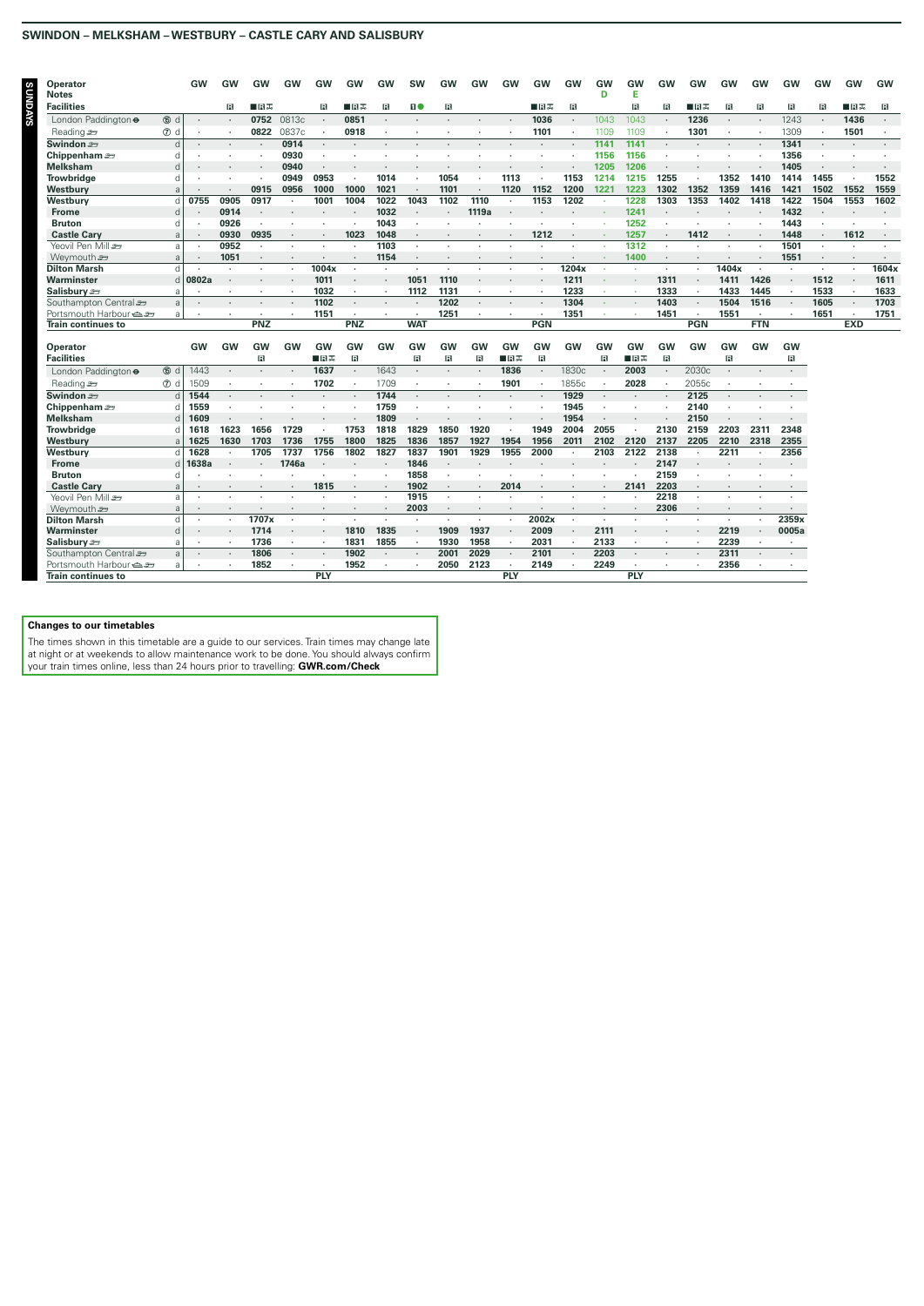## SWINDON – MELKSHAM – WESTBURY – CASTLE CARY AND SALISBURY

### SUNDAYS

| Operator | | GW | GW | GW | GW | GW | GW | GW | SW | GW | GW | GW | GW | GW | GW | GW | GW | GW | GW | GW | GW | GW | GW | GW |
|---|---|---|---|---|---|---|---|---|---|---|---|---|---|---|---|---|---|---|---|---|---|---|---|---|
| Notes | | | | | | | | | | | | | | | D | E | | | | | | | | |
| Facilities | | | R | ■R✕ | | R | ■R✕ | R | 1● | R | | | ■R✕ | R | | R | R | ■R✕ | R | R | R | R | ■R✕ | R |
| London Paddington ⊖ | ⑤ d | · | · | 0752 | 0813c | · | 0851 | · | · | · | · | · | 1036 | · | 1043 | 1043 | · | 1236 | · | · | 1243 | · | 1436 | · |
| Reading | ⑦ d | · | · | 0822 | 0837c | · | 0918 | · | · | · | · | · | 1101 | · | 1109 | 1109 | · | 1301 | · | · | 1309 | · | 1501 | · |
| Swindon | d | · | · | · | 0914 | · | · | · | · | · | · | · | · | · | 1141 | 1141 | · | · | · | · | 1341 | · | · | · |
| Chippenham | d | · | · | · | 0930 | · | · | · | · | · | · | · | · | · | 1156 | 1156 | · | · | · | · | 1356 | · | · | · |
| Melksham | d | · | · | · | 0940 | · | · | · | · | · | · | · | · | · | 1205 | 1206 | · | · | · | · | 1405 | · | · | · |
| Trowbridge | d | · | · | · | 0949 | 0953 | · | 1014 | · | 1054 | · | 1113 | · | 1153 | 1214 | 1215 | 1255 | · | 1352 | 1410 | 1414 | 1455 | · | 1552 |
| Westbury | a | · | · | 0915 | 0956 | 1000 | 1000 | 1021 | · | 1101 | · | 1120 | 1152 | 1200 | 1221 | 1223 | 1302 | 1352 | 1359 | 1416 | 1421 | 1502 | 1552 | 1559 |
| Westbury | d | 0755 | 0905 | 0917 | · | 1001 | 1004 | 1022 | 1043 | 1102 | 1110 | · | 1153 | 1202 | · | 1228 | 1303 | 1353 | 1402 | 1418 | 1422 | 1504 | 1553 | 1602 |
| Frome | d | · | 0914 | · | · | · | · | 1032 | · | · | 1119a | · | · | · | · | 1241 | · | · | · | · | 1432 | · | · | · |
| Bruton | d | · | 0926 | · | · | · | · | 1043 | · | · | · | · | · | · | · | 1252 | · | · | · | · | 1443 | · | · | · |
| Castle Cary | a | · | 0930 | 0935 | · | · | 1023 | 1048 | · | · | · | · | 1212 | · | · | 1257 | · | 1412 | · | · | 1448 | · | 1612 | · |
| Yeovil Pen Mill | a | · | 0952 | · | · | · | · | 1103 | · | · | · | · | · | · | · | 1312 | · | · | · | · | 1501 | · | · | · |
| Weymouth | a | · | 1051 | · | · | · | · | 1154 | · | · | · | · | · | · | · | 1400 | · | · | · | · | 1551 | · | · | · |
| Dilton Marsh | d | · | · | · | · | 1004x | · | · | · | · | · | · | · | 1204x | · | · | · | · | 1404x | · | · | · | · | 1604x |
| Warminster | d | 0802a | · | · | · | 1011 | · | · | 1051 | 1110 | · | · | · | 1211 | · | · | 1311 | · | 1411 | 1426 | · | 1512 | · | 1611 |
| Salisbury | a | · | · | · | · | 1032 | · | · | 1112 | 1131 | · | · | · | 1233 | · | · | 1333 | · | 1433 | 1445 | · | 1533 | · | 1633 |
| Southampton Central | a | · | · | · | · | 1102 | · | · | · | 1202 | · | · | · | 1304 | · | · | 1403 | · | 1504 | 1516 | · | 1605 | · | 1703 |
| Portsmouth Harbour | a | · | · | · | · | 1151 | · | · | · | 1251 | · | · | · | 1351 | · | · | 1451 | · | 1551 | · | · | 1651 | · | 1751 |
| Train continues to | | | | PNZ | | | PNZ | | WAT | | | | PGN | | | | | PGN | | FTN | | | EXD | |

| Operator | | GW | GW | GW | GW | GW | GW | GW | GW | GW | GW | GW | GW | GW | GW | GW | GW | GW | GW | GW | GW |
|---|---|---|---|---|---|---|---|---|---|---|---|---|---|---|---|---|---|---|---|---|---|
| Facilities | | | | R | | ■R✕ | R | | R | R | R | ■R✕ | R | | R | ■R✕ | R | | R | | R |
| London Paddington ⊖ | ⑤ d | 1443 | · | · | · | 1637 | · | 1643 | · | · | · | 1836 | · | 1830c | · | 2003 | · | 2030c | · | · | · |
| Reading | ⑦ d | 1509 | · | · | · | 1702 | · | 1709 | · | · | · | 1901 | · | 1855c | · | 2028 | · | 2055c | · | · | · |
| Swindon | d | 1544 | · | · | · | · | · | 1744 | · | · | · | · | · | 1929 | · | · | · | 2125 | · | · | · |
| Chippenham | d | 1559 | · | · | · | · | · | 1759 | · | · | · | · | · | 1945 | · | · | · | 2140 | · | · | · |
| Melksham | d | 1609 | · | · | · | · | · | 1809 | · | · | · | · | · | 1954 | · | · | · | 2150 | · | · | · |
| Trowbridge | d | 1618 | 1623 | 1656 | 1729 | · | 1753 | 1818 | 1829 | 1850 | 1920 | · | 1949 | 2004 | 2055 | · | 2130 | 2159 | 2203 | 2311 | 2348 |
| Westbury | a | 1625 | 1630 | 1703 | 1736 | 1755 | 1800 | 1825 | 1836 | 1857 | 1927 | 1954 | 1956 | 2011 | 2102 | 2120 | 2137 | 2205 | 2210 | 2318 | 2355 |
| Westbury | d | 1628 | · | 1705 | 1737 | 1756 | 1802 | 1827 | 1837 | 1901 | 1929 | 1955 | 2000 | · | 2103 | 2122 | 2138 | · | 2211 | · | 2356 |
| Frome | d | 1638a | · | · | 1746a | · | · | · | 1846 | · | · | · | · | · | · | · | 2147 | · | · | · | · |
| Bruton | d | · | · | · | · | · | · | · | 1858 | · | · | · | · | · | · | · | 2159 | · | · | · | · |
| Castle Cary | a | · | · | · | · | 1815 | · | · | 1902 | · | · | 2014 | · | · | · | 2141 | 2203 | · | · | · | · |
| Yeovil Pen Mill | a | · | · | · | · | · | · | · | 1915 | · | · | · | · | · | · | · | 2218 | · | · | · | · |
| Weymouth | a | · | · | · | · | · | · | · | 2003 | · | · | · | · | · | · | · | 2306 | · | · | · | · |
| Dilton Marsh | d | · | · | 1707x | · | · | · | · | · | · | · | · | 2002x | · | · | · | · | · | · | · | 2359x |
| Warminster | d | · | · | 1714 | · | · | 1810 | 1835 | · | 1909 | 1937 | · | 2009 | · | 2111 | · | · | · | 2219 | · | 0005a |
| Salisbury | a | · | · | 1736 | · | · | 1831 | 1855 | · | 1930 | 1958 | · | 2031 | · | 2133 | · | · | · | 2239 | · | · |
| Southampton Central | a | · | · | 1806 | · | · | 1902 | · | · | 2001 | 2029 | · | 2101 | · | 2203 | · | · | · | 2311 | · | · |
| Portsmouth Harbour | a | · | · | 1852 | · | · | 1952 | · | · | 2050 | 2123 | · | 2149 | · | 2249 | · | · | · | 2356 | · | · |
| Train continues to | | | | | | PLY | | | | | | PLY | | | | PLY | | | | | |

**Changes to our timetables**

The times shown in this timetable are a guide to our services. Train times may change late at night or at weekends to allow maintenance work to be done. You should always confirm your train times online, less than 24 hours prior to travelling: **GWR.com/Check**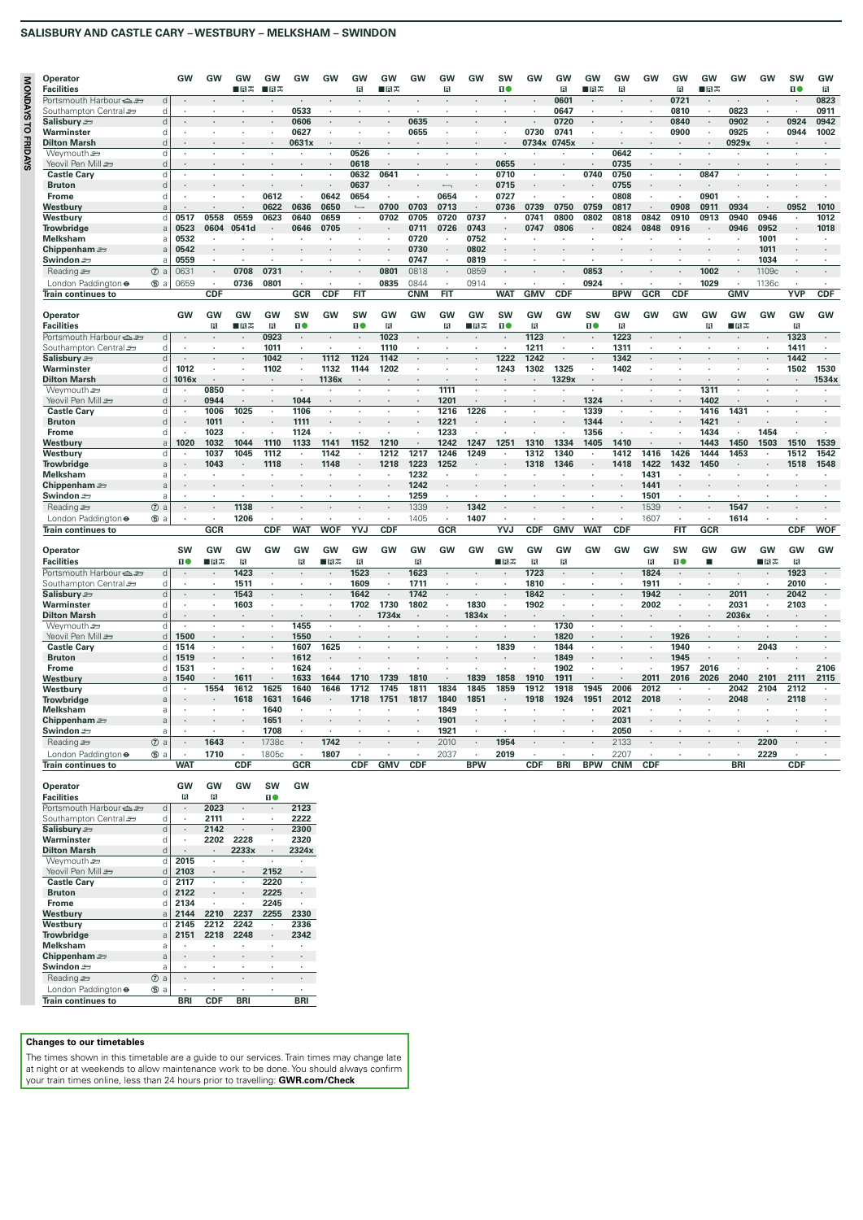## SALISBURY AND CASTLE CARY – WESTBURY – MELKSHAM – SWINDON

**MONDAYS TO FRIDAYS**

| Operator | | GW | GW | GW | GW | GW | GW | GW | GW | GW | GW | GW | SW | GW | GW | GW | GW | GW | GW | GW | GW | GW | SW | GW |
|---|---|---|---|---|---|---|---|---|---|---|---|---|---|---|---|---|---|---|---|---|---|---|---|---|
| Facilities | | | | ■🅁✕ | ■🅁✕ | | | 🅁 | ■🅁✕ | | 🅁 | | 1● | | 🅁 | ■🅁✕ | 🅁 | | 🅁 | ■🅁✕ | | | 1● | 🅁 |
| Portsmouth Harbour | d | · | · | · | · | · | · | · | · | · | · | · | · | · | 0601 | · | · | · | 0721 | · | · | · | · | 0823 |
| Southampton Central | d | · | · | · | · | 0533 | · | · | · | · | · | · | · | · | 0647 | · | · | · | 0810 | · | 0823 | · | · | 0911 |
| Salisbury | d | · | · | · | · | 0606 | · | · | · | 0635 | · | · | · | · | 0720 | · | · | · | 0840 | · | 0902 | · | 0924 | 0942 |
| Warminster | d | · | · | · | · | 0627 | · | · | · | 0655 | · | · | · | 0730 | 0741 | · | · | · | 0900 | · | 0925 | · | 0944 | 1002 |
| Dilton Marsh | d | · | · | · | · | 0631x | · | · | · | · | · | · | · | 0734x | 0745x | · | · | · | · | · | 0929x | · | · | · |
| Weymouth | d | · | · | · | · | · | · | 0526 | · | · | · | · | · | · | · | · | 0642 | · | · | · | · | · | · | · |
| Yeovil Pen Mill | d | · | · | · | · | · | · | 0618 | · | · | · | · | 0655 | · | · | · | 0735 | · | · | · | · | · | · | · |
| Castle Cary | d | · | · | · | · | · | · | 0632 | 0641 | · | · | · | 0710 | · | · | 0740 | 0750 | · | · | 0847 | · | · | · | · |
| Bruton | d | · | · | · | · | · | · | 0637 | · | · | ⟵ | · | 0715 | · | · | · | 0755 | · | · | · | · | · | · | · |
| Frome | d | · | · | · | 0612 | · | 0642 | 0654 | · | · | 0654 | · | 0727 | · | · | · | 0808 | · | · | 0901 | · | · | · | · |
| Westbury | a | · | · | · | 0622 | 0636 | 0650 | ↪ | 0700 | 0703 | 0713 | · | 0736 | 0739 | 0750 | 0759 | 0817 | · | 0908 | 0911 | 0934 | · | 0952 | 1010 |
| Westbury | d | 0517 | 0558 | 0559 | 0623 | 0640 | 0659 | · | 0702 | 0705 | 0720 | 0737 | · | 0741 | 0800 | 0802 | 0818 | 0842 | 0910 | 0913 | 0940 | 0946 | · | 1012 |
| Trowbridge | a | 0523 | 0604 | 0541d | · | 0646 | 0705 | · | · | 0711 | 0726 | 0743 | · | 0747 | 0806 | · | 0824 | 0848 | 0916 | · | 0946 | 0952 | · | 1018 |
| Melksham | a | 0532 | · | · | · | · | · | · | · | 0720 | · | 0752 | · | · | · | · | · | · | · | · | · | 1001 | · | · |
| Chippenham | a | 0542 | · | · | · | · | · | · | · | 0730 | · | 0802 | · | · | · | · | · | · | · | · | · | 1011 | · | · |
| Swindon | a | 0559 | · | · | · | · | · | · | · | 0747 | · | 0819 | · | · | · | · | · | · | · | · | · | 1034 | · | · |
| Reading ⑦ | a | 0631 | · | 0708 | 0731 | · | · | · | 0801 | 0818 | · | 0859 | · | · | · | 0853 | · | · | · | 1002 | · | 1109c | · | · |
| London Paddington ⑤ | a | 0659 | · | 0736 | 0801 | · | · | · | 0835 | 0844 | · | 0914 | · | · | · | 0924 | · | · | · | 1029 | · | 1136c | · | · |
| Train continues to | | | CDF | | | GCR | CDF | FIT | | CNM | FIT | | WAT | GMV | CDF | | BPW | GCR | CDF | | GMV | | YVP | CDF |

| Operator | | GW | GW | GW | GW | SW | GW | SW | GW | GW | GW | GW | SW | GW | GW | SW | GW | GW | GW | GW | GW | GW | GW | GW |
|---|---|---|---|---|---|---|---|---|---|---|---|---|---|---|---|---|---|---|---|---|---|---|---|---|
| Facilities | | | 🅁 | ■🅁✕ | 🅁 | 1● | | 1● | 🅁 | | 🅁 | ■🅁✕ | 1● | 🅁 | | 1● | 🅁 | | | 🅁 | ■🅁✕ | | 🅁 | |
| Portsmouth Harbour | d | · | · | · | 0923 | · | · | · | 1023 | · | · | · | · | 1123 | · | · | 1223 | · | · | · | · | · | 1323 | · |
| Southampton Central | d | · | · | · | 1011 | · | · | · | 1110 | · | · | · | · | 1211 | · | · | 1311 | · | · | · | · | · | 1411 | · |
| Salisbury | d | · | · | · | 1042 | · | 1112 | 1124 | 1142 | · | · | · | 1222 | 1242 | · | · | 1342 | · | · | · | · | · | 1442 | · |
| Warminster | d | 1012 | · | · | 1102 | · | 1132 | 1144 | 1202 | · | · | · | 1243 | 1302 | 1325 | · | 1402 | · | · | · | · | · | 1502 | 1530 |
| Dilton Marsh | d | 1016x | · | · | · | · | 1136x | · | · | · | · | · | · | · | 1329x | · | · | · | · | · | · | · | · | 1534x |
| Weymouth | d | · | 0850 | · | · | · | · | · | · | · | 1111 | · | · | · | · | · | · | · | · | 1311 | · | · | · | · |
| Yeovil Pen Mill | d | · | 0944 | · | · | 1044 | · | · | · | · | 1201 | · | · | · | · | 1324 | · | · | · | 1402 | · | · | · | · |
| Castle Cary | d | · | 1006 | 1025 | · | 1106 | · | · | · | · | 1216 | 1226 | · | · | · | 1339 | · | · | · | 1416 | 1431 | · | · | · |
| Bruton | d | · | 1011 | · | · | 1111 | · | · | · | · | 1221 | · | · | · | · | 1344 | · | · | · | 1421 | · | · | · | · |
| Frome | d | · | 1023 | · | · | 1124 | · | · | · | · | 1233 | · | · | · | · | 1356 | · | · | · | 1434 | · | 1454 | · | · |
| Westbury | a | 1020 | 1032 | 1044 | 1110 | 1133 | 1141 | 1152 | 1210 | · | 1242 | 1247 | 1251 | 1310 | 1334 | 1405 | 1410 | · | · | 1443 | 1450 | 1503 | 1510 | 1539 |
| Westbury | d | · | 1037 | 1045 | 1112 | · | 1142 | · | 1212 | 1217 | 1246 | 1249 | · | 1312 | 1340 | · | 1412 | 1416 | 1426 | 1444 | 1453 | · | 1512 | 1542 |
| Trowbridge | a | · | 1043 | · | 1118 | · | 1148 | · | 1218 | 1223 | 1252 | · | · | 1318 | 1346 | · | 1418 | 1422 | 1432 | 1450 | · | · | 1518 | 1548 |
| Melksham | a | · | · | · | · | · | · | · | · | 1232 | · | · | · | · | · | · | · | 1431 | · | · | · | · | · | · |
| Chippenham | a | · | · | · | · | · | · | · | · | 1242 | · | · | · | · | · | · | · | 1441 | · | · | · | · | · | · |
| Swindon | a | · | · | · | · | · | · | · | · | 1259 | · | · | · | · | · | · | · | 1501 | · | · | · | · | · | · |
| Reading ⑦ | a | · | · | 1138 | · | · | · | · | · | 1339 | · | 1342 | · | · | · | · | · | 1539 | · | · | 1547 | · | · | · |
| London Paddington ⑤ | a | · | · | 1206 | · | · | · | · | · | 1405 | · | 1407 | · | · | · | · | · | 1607 | · | · | 1614 | · | · | · |
| Train continues to | | | | GCR | CDF | WAT | WOF | YVJ | CDF | | GCR | | YVJ | CDF | GMV | WAT | CDF | | FIT | GCR | | | CDF | WOF |

| Operator | | SW | GW | GW | GW | GW | GW | GW | GW | GW | GW | GW | GW | GW | GW | GW | GW | GW | SW | GW | GW | GW | GW | GW |
|---|---|---|---|---|---|---|---|---|---|---|---|---|---|---|---|---|---|---|---|---|---|---|---|---|
| Facilities | | 1● | ■🅁✕ | 🅁 | | 🅁 | ■🅁✕ | 🅁 | | 🅁 | | | ■🅁✕ | 🅁 | 🅁 | | | 🅁 | 1● | ■ | | ■🅁✕ | 🅁 | |
| Portsmouth Harbour | d | · | · | 1423 | · | · | · | 1523 | · | 1623 | · | · | · | 1723 | · | · | · | 1824 | · | · | · | · | 1923 | · |
| Southampton Central | d | · | · | 1511 | · | · | · | 1609 | · | 1711 | · | · | · | 1810 | · | · | · | 1911 | · | · | · | · | 2010 | · |
| Salisbury | d | · | · | 1543 | · | · | · | 1642 | · | 1742 | · | · | · | 1842 | · | · | · | 1942 | · | · | 2011 | · | 2042 | · |
| Warminster | d | · | · | 1603 | · | · | · | 1702 | 1730 | 1802 | · | 1830 | · | 1902 | · | · | · | 2002 | · | · | 2031 | · | 2103 | · |
| Dilton Marsh | d | · | · | · | · | · | · | · | 1734x | · | · | 1834x | · | · | · | · | · | · | · | · | 2036x | · | · | · |
| Weymouth | d | · | · | · | · | 1455 | · | · | · | · | · | · | · | · | 1730 | · | · | · | · | · | · | · | · | · |
| Yeovil Pen Mill | d | 1500 | · | · | · | 1550 | · | · | · | · | · | · | · | · | 1820 | · | · | · | 1926 | · | · | · | · | · |
| Castle Cary | d | 1514 | · | · | · | 1607 | 1625 | · | · | · | · | · | 1839 | · | 1844 | · | · | · | 1940 | · | · | 2043 | · | · |
| Bruton | d | 1519 | · | · | · | 1612 | · | · | · | · | · | · | · | · | 1849 | · | · | · | 1945 | · | · | · | · | · |
| Frome | d | 1531 | · | · | · | 1624 | · | · | · | · | · | · | · | · | 1902 | · | · | · | 1957 | 2016 | · | · | · | 2106 |
| Westbury | a | 1540 | · | 1611 | · | 1633 | 1644 | 1710 | 1739 | 1810 | · | 1839 | 1858 | 1910 | 1911 | · | · | 2011 | 2016 | 2026 | 2040 | 2101 | 2111 | 2115 |
| Westbury | d | · | 1554 | 1612 | 1625 | 1640 | 1646 | 1712 | 1745 | 1811 | 1834 | 1845 | 1859 | 1912 | 1918 | 1945 | 2006 | 2012 | · | · | 2042 | 2104 | 2112 | · |
| Trowbridge | a | · | · | 1618 | 1631 | 1646 | · | 1718 | 1751 | 1817 | 1840 | 1851 | · | 1918 | 1924 | 1951 | 2012 | 2018 | · | · | 2048 | · | 2118 | · |
| Melksham | a | · | · | · | 1640 | · | · | · | · | · | 1849 | · | · | · | · | · | 2021 | · | · | · | · | · | · | · |
| Chippenham | a | · | · | · | 1651 | · | · | · | · | · | 1901 | · | · | · | · | · | 2031 | · | · | · | · | · | · | · |
| Swindon | a | · | · | · | 1708 | · | · | · | · | · | 1921 | · | · | · | · | · | 2050 | · | · | · | · | · | · | · |
| Reading ⑦ | a | · | 1643 | · | 1738c | · | 1742 | · | · | · | 2010 | · | 1954 | · | · | · | 2133 | · | · | · | · | 2200 | · | · |
| London Paddington ⑤ | a | · | 1710 | · | 1805c | · | 1807 | · | · | · | 2037 | · | 2019 | · | · | · | 2207 | · | · | · | · | 2229 | · | · |
| Train continues to | | WAT | | CDF | | GCR | | CDF | GMV | CDF | | BPW | | CDF | BRI | BPW | CNM | CDF | | | BRI | | CDF | |

| Operator | | GW | GW | GW | SW | GW |
|---|---|---|---|---|---|---|
| Facilities | | 🅁 | 🅁 | | 1● | |
| Portsmouth Harbour | d | · | 2023 | · | · | 2123 |
| Southampton Central | d | · | 2111 | · | · | 2222 |
| Salisbury | d | · | 2142 | · | · | 2300 |
| Warminster | d | · | 2202 | 2228 | · | 2320 |
| Dilton Marsh | d | · | · | 2233x | · | 2324x |
| Weymouth | d | 2015 | · | · | · | · |
| Yeovil Pen Mill | d | 2103 | · | · | 2152 | · |
| Castle Cary | d | 2117 | · | · | 2220 | · |
| Bruton | d | 2122 | · | · | 2225 | · |
| Frome | d | 2134 | · | · | 2245 | · |
| Westbury | a | 2144 | 2210 | 2237 | 2255 | 2330 |
| Westbury | d | 2145 | 2212 | 2242 | · | 2336 |
| Trowbridge | a | 2151 | 2218 | 2248 | · | 2342 |
| Melksham | a | · | · | · | · | · |
| Chippenham | a | · | · | · | · | · |
| Swindon | a | · | · | · | · | · |
| Reading ⑦ | a | · | · | · | · | · |
| London Paddington ⑤ | a | · | · | · | · | · |
| Train continues to | | BRI | CDF | BRI | | BRI |

**Changes to our timetables**

The times shown in this timetable are a guide to our services. Train times may change late at night or at weekends to allow maintenance work to be done. You should always confirm your train times online, less than 24 hours prior to travelling: **GWR.com/Check**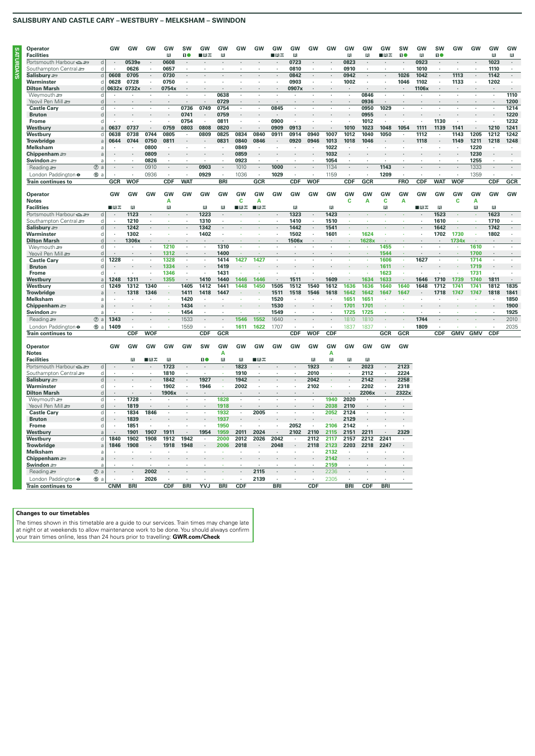## SALISBURY AND CASTLE CARY – WESTBURY – MELKSHAM – SWINDON

**SATURDAYS**

| Operator | | GW | GW | GW | GW | SW | GW | GW | GW | GW | GW | GW | GW | GW | GW | GW | GW | SW | GW | SW | GW | GW | GW | GW |
|---|---|---|---|---|---|---|---|---|---|---|---|---|---|---|---|---|---|---|---|---|---|---|---|---|
| Facilities | | | | | R | 1● | ■R✕ | R | | | ■R✕ | R | | | R | R | ■R✕ | 1● | R | 1● | | | R | R |
| Portsmouth Harbour | d | · | 0539e | · | 0608 | · | · | · | · | · | · | 0723 | · | · | 0823 | · | · | · | 0923 | · | · | · | 1023 | · |
| Southampton Central | d | · | 0626 | · | 0657 | · | · | · | · | · | · | 0810 | · | · | 0910 | · | · | · | 1010 | · | · | · | 1110 | · |
| Salisbury | d | 0608 | 0705 | · | 0730 | · | · | · | · | · | · | 0842 | · | · | 0942 | · | · | 1026 | 1042 | · | 1113 | · | 1142 | · |
| Warminster | d | 0628 | 0728 | · | 0750 | · | · | · | · | · | · | 0903 | · | · | 1002 | · | · | 1046 | 1102 | · | 1133 | · | 1202 | · |
| Dilton Marsh | d | 0632x | 0732x | · | 0754x | · | · | · | · | · | · | 0907x | · | · | · | · | · | · | 1106x | · | · | · | · | · |
| Weymouth | d | · | · | · | · | · | · | 0638 | · | · | · | · | · | · | · | 0846 | · | · | · | · | · | · | · | 1110 |
| Yeovil Pen Mill | d | · | · | · | · | · | · | 0729 | · | · | · | · | · | · | · | 0936 | · | · | · | · | · | · | · | 1200 |
| Castle Cary | d | · | · | · | · | 0736 | 0749 | 0754 | · | · | 0845 | · | · | · | · | 0950 | 1029 | · | · | · | · | · | · | 1214 |
| Bruton | d | · | · | · | · | 0741 | · | 0759 | · | · | · | · | · | · | · | 0955 | · | · | · | · | · | · | · | 1220 |
| Frome | d | · | · | · | · | 0754 | · | 0811 | · | · | 0900 | · | · | · | · | 1012 | · | · | · | 1130 | · | · | · | 1232 |
| Westbury | a | 0637 | 0737 | · | 0759 | 0803 | 0808 | 0820 | · | · | 0909 | 0913 | · | · | 1010 | 1023 | 1048 | 1054 | 1111 | 1139 | 1141 | · | 1210 | 1241 |
| Westbury | d | 0638 | 0738 | 0744 | 0805 | · | 0809 | 0825 | 0834 | 0840 | 0911 | 0914 | 0940 | 1007 | 1012 | 1040 | 1050 | · | 1112 | · | 1143 | 1205 | 1212 | 1242 |
| Trowbridge | a | 0644 | 0744 | 0750 | 0811 | · | · | 0831 | 0840 | 0846 | · | 0920 | 0946 | 1013 | 1018 | 1046 | · | · | 1118 | · | 1149 | 1211 | 1218 | 1248 |
| Melksham | a | · | · | 0800 | · | · | · | · | 0849 | · | · | · | · | 1022 | · | · | · | · | · | · | · | 1220 | · | · |
| Chippenham | a | · | · | 0809 | · | · | · | · | 0859 | · | · | · | · | 1032 | · | · | · | · | · | · | · | 1230 | · | · |
| Swindon | a | · | · | 0826 | · | · | · | · | 0923 | · | · | · | · | 1054 | · | · | · | · | · | · | · | 1255 | · | · |
| Reading | ⑦ a | · | · | 0910 | · | · | 0903 | · | 1010 | · | 1000 | · | · | 1134 | · | · | 1143 | · | · | · | · | 1333 | · | · |
| London Paddington | ⑤ a | · | · | 0936 | · | · | 0929 | · | 1036 | · | 1029 | · | · | 1159 | · | · | 1209 | · | · | · | · | 1359 | · | · |
| Train continues to | | GCR | WOF | | CDF | WAT | | BRI | | GCR | | CDF | WOF | | CDF | GCR | | FRO | CDF | WAT | WOF | | CDF | GCR |

| Operator | | GW | GW | GW | GW | GW | GW | GW | GW | GW | GW | GW | GW | GW | GW | GW | GW | GW | GW | GW | GW | GW | GW | GW |
|---|---|---|---|---|---|---|---|---|---|---|---|---|---|---|---|---|---|---|---|---|---|---|---|---|
| Notes | | | | | A | | | | C | A | | | | | C | A | C | A | | | | C | A | |
| Facilities | | ■R✕ | R | | R | | R | R | ■R✕ | ■R✕ | | R | | R | | | R | | ■R✕ | R | | | R | R |
| Portsmouth Harbour | d | · | 1123 | · | · | · | 1223 | · | · | · | · | 1323 | · | 1423 | · | · | · | · | · | 1523 | · | · | 1623 | · |
| Southampton Central | d | · | 1210 | · | · | · | 1310 | · | · | · | · | 1410 | · | 1510 | · | · | · | · | · | 1610 | · | · | 1710 | · |
| Salisbury | d | · | 1242 | · | · | · | 1342 | · | · | · | · | 1442 | · | 1541 | · | · | · | · | · | 1642 | · | · | 1742 | · |
| Warminster | d | · | 1302 | · | · | · | 1402 | · | · | · | · | 1502 | · | 1601 | · | 1624 | · | · | · | 1702 | 1730 | · | 1802 | · |
| Dilton Marsh | d | · | 1306x | · | · | · | · | · | · | · | · | 1506x | · | · | · | 1628x | · | · | · | · | 1734x | · | · | · |
| Weymouth | d | · | · | · | 1210 | · | · | 1310 | · | · | · | · | · | · | · | · | 1455 | · | · | · | · | 1610 | · | · |
| Yeovil Pen Mill | d | · | · | · | 1312 | · | · | 1400 | · | · | · | · | · | · | · | · | 1544 | · | · | · | · | 1700 | · | · |
| Castle Cary | d | 1228 | · | · | 1328 | · | · | 1414 | 1427 | 1427 | · | · | · | · | · | · | 1606 | · | 1627 | · | · | 1714 | · | · |
| Bruton | d | · | · | · | 1334 | · | · | 1419 | · | · | · | · | · | · | · | · | 1611 | · | · | · | · | 1719 | · | · |
| Frome | d | · | · | · | 1346 | · | · | 1431 | · | · | · | · | · | · | · | · | 1623 | · | · | · | · | 1731 | · | · |
| Westbury | a | 1248 | 1311 | · | 1355 | · | 1410 | 1440 | 1446 | 1446 | · | 1511 | · | 1609 | · | 1634 | 1633 | · | 1646 | 1710 | 1739 | 1740 | 1811 | · |
| Westbury | d | 1249 | 1312 | 1340 | · | 1405 | 1412 | 1441 | 1448 | 1450 | 1505 | 1512 | 1540 | 1612 | 1636 | 1636 | 1640 | 1640 | 1648 | 1712 | 1741 | 1741 | 1812 | 1835 |
| Trowbridge | a | · | 1318 | 1346 | · | 1411 | 1418 | 1447 | · | · | 1511 | 1518 | 1546 | 1618 | 1642 | 1642 | 1647 | 1647 | · | 1718 | 1747 | 1747 | 1818 | 1841 |
| Melksham | a | · | · | · | · | 1420 | · | · | · | · | 1520 | · | · | · | 1651 | 1651 | · | · | · | · | · | · | · | 1850 |
| Chippenham | a | · | · | · | · | 1434 | · | · | · | · | 1530 | · | · | · | 1701 | 1701 | · | · | · | · | · | · | · | 1900 |
| Swindon | a | · | · | · | · | 1454 | · | · | · | · | 1549 | · | · | · | 1725 | 1725 | · | · | · | · | · | · | · | 1925 |
| Reading | ⑦ a | 1343 | · | · | · | 1533 | · | · | 1546 | 1552 | 1640 | · | · | · | 1810 | 1810 | · | · | 1744 | · | · | · | · | 2010 |
| London Paddington | ⑤ a | 1409 | · | · | · | 1559 | · | · | 1611 | 1622 | 1707 | · | · | · | 1837 | 1837 | · | · | 1809 | · | · | · | · | 2035 |
| Train continues to | | | CDF | WOF | | | CDF | GCR | | | | CDF | WOF | CDF | | | GCR | GCR | | CDF | GMV | GMV | CDF | |

| Operator | | GW | GW | GW | GW | GW | SW | GW | GW | GW | GW | GW | GW | GW | GW | GW | GW | GW |
|---|---|---|---|---|---|---|---|---|---|---|---|---|---|---|---|---|---|---|
| Notes | | | | | | | | A | | | | | | A | | | | |
| Facilities | | | R | ■R✕ | R | | 1● | R | R | ■R✕ | | | R | R | R | R | | |
| Portsmouth Harbour | d | · | · | · | 1723 | · | · | · | 1823 | · | · | · | 1923 | · | · | 2023 | · | 2123 |
| Southampton Central | d | · | · | · | 1810 | · | · | · | 1910 | · | · | · | 2010 | · | · | 2112 | · | 2224 |
| Salisbury | d | · | · | · | 1842 | · | 1927 | · | 1942 | · | · | · | 2042 | · | · | 2142 | · | 2258 |
| Warminster | d | · | · | · | 1902 | · | 1946 | · | 2002 | · | · | · | 2102 | · | · | 2202 | · | 2318 |
| Dilton Marsh | d | · | · | · | 1906x | · | · | · | · | · | · | · | · | · | · | 2206x | · | 2322x |
| Weymouth | d | · | 1728 | · | · | · | · | 1828 | · | · | · | · | · | 1940 | 2020 | · | · | · |
| Yeovil Pen Mill | d | · | 1819 | · | · | · | · | 1918 | · | · | · | · | · | 2038 | 2110 | · | · | · |
| Castle Cary | d | · | 1834 | 1846 | · | · | · | 1932 | · | 2005 | · | · | · | 2052 | 2124 | · | · | · |
| Bruton | d | · | 1839 | · | · | · | · | 1937 | · | · | · | · | · | · | 2129 | · | · | · |
| Frome | d | · | 1851 | · | · | · | · | 1950 | · | · | · | 2052 | · | 2106 | 2142 | · | · | · |
| Westbury | a | · | 1901 | 1907 | 1911 | · | 1954 | 1959 | 2011 | 2024 | · | 2102 | 2110 | 2115 | 2151 | 2211 | · | 2329 |
| Westbury | d | 1840 | 1902 | 1908 | 1912 | 1942 | · | 2000 | 2012 | 2026 | 2042 | · | 2112 | 2117 | 2157 | 2212 | 2241 | · |
| Trowbridge | a | 1846 | 1908 | · | 1918 | 1948 | · | 2006 | 2018 | · | 2048 | · | 2118 | 2123 | 2203 | 2218 | 2247 | · |
| Melksham | a | · | · | · | · | · | · | · | · | · | · | · | · | 2132 | · | · | · | · |
| Chippenham | a | · | · | · | · | · | · | · | · | · | · | · | · | 2142 | · | · | · | · |
| Swindon | a | · | · | · | · | · | · | · | · | · | · | · | · | 2159 | · | · | · | · |
| Reading | ⑦ a | · | · | 2002 | · | · | · | · | · | 2115 | · | · | · | 2236 | · | · | · | · |
| London Paddington | ⑤ a | · | · | 2026 | · | · | · | · | · | 2139 | · | · | · | 2305 | · | · | · | · |
| Train continues to | | CNM | BRI | | CDF | BRI | YVJ | BRI | CDF | | BRI | | CDF | | BRI | CDF | BRI | |

### Changes to our timetables

The times shown in this timetable are a guide to our services. Train times may change late at night or at weekends to allow maintenance work to be done. You should always confirm your train times online, less than 24 hours prior to travelling: **GWR.com/Check**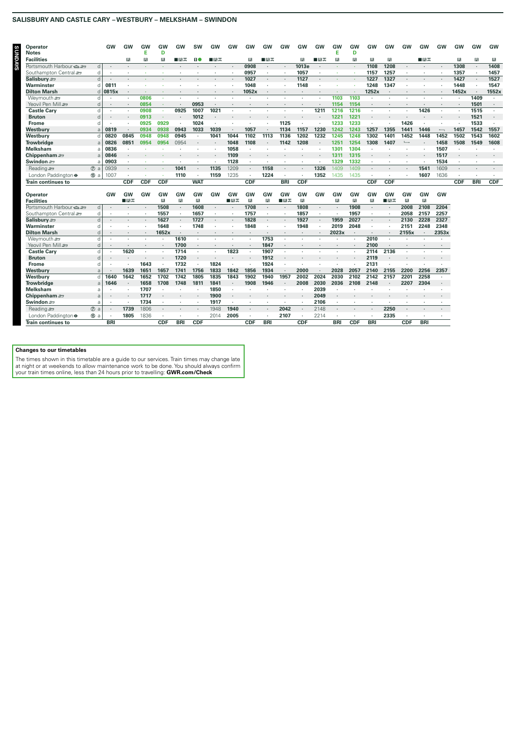## SALISBURY AND CASTLE CARY – WESTBURY – MELKSHAM – SWINDON

**SUNDAYS**

| Operator | | GW | GW | GW | GW | GW | SW | GW | GW | GW | GW | GW | GW | GW | GW | GW | GW | GW | GW | GW | GW | GW | GW | GW |
|---|---|---|---|---|---|---|---|---|---|---|---|---|---|---|---|---|---|---|---|---|---|---|---|---|
| Notes | | | | E | D | | | | | | | | | | E | D | | | | | | | | |
| Facilities | | | R | R | R | ■R☕ | 1● | ■R☕ | | R | ■R☕ | | R | ■R☕ | R | R | R | R | | ■R☕ | | R | R | R |
| Portsmouth Harbour | d | · | · | · | · | · | · | · | · | 0908 | · | · | 1013e | · | · | · | 1108 | 1208 | · | · | · | 1308 | · | 1408 |
| Southampton Central | d | · | · | · | · | · | · | · | · | 0957 | · | · | 1057 | · | · | · | 1157 | 1257 | · | · | · | 1357 | · | 1457 |
| **Salisbury** | d | · | · | · | · | · | · | · | · | 1027 | · | · | 1127 | · | · | · | 1227 | 1327 | · | · | · | 1427 | · | 1527 |
| **Warminster** | d | 0811 | · | · | · | · | · | · | · | 1048 | · | · | 1148 | · | · | · | 1248 | 1347 | · | · | · | 1448 | · | 1547 |
| **Dilton Marsh** | d | 0815x | · | · | · | · | · | · | · | 1052x | · | · | · | · | · | · | 1252x | · | · | · | · | 1452x | · | 1552x |
| Weymouth | d | · | · | 0806 | · | · | · | · | · | · | · | · | · | · | 1103 | 1103 | · | · | · | · | · | · | 1409 | · |
| Yeovil Pen Mill | d | · | · | 0854 | · | · | 0953 | · | · | · | · | · | · | · | 1154 | 1154 | · | · | · | · | · | · | 1501 | · |
| **Castle Cary** | d | · | · | 0908 | · | 0925 | 1007 | 1021 | · | · | · | · | · | 1211 | 1216 | 1216 | · | · | · | 1426 | · | · | 1515 | · |
| **Bruton** | d | · | · | 0913 | · | · | 1012 | · | · | · | · | · | · | · | 1221 | 1221 | · | · | · | · | · | · | 1521 | · |
| **Frome** | d | · | · | 0925 | 0929 | · | 1024 | · | · | · | · | 1125 | · | · | 1233 | 1233 | · | · | 1426 | · | · | · | 1533 | · |
| **Westbury** | a | 0819 | · | 0934 | 0938 | 0943 | 1033 | 1039 | · | 1057 | · | 1134 | 1157 | 1230 | 1242 | 1243 | 1257 | 1355 | 1441 | 1446 | ⟵ | 1457 | 1542 | 1557 |
| **Westbury** | d | 0820 | 0845 | 0948 | 0948 | 0945 | · | 1041 | 1044 | 1102 | 1113 | 1136 | 1202 | 1232 | 1245 | 1248 | 1302 | 1401 | 1452 | 1448 | 1452 | 1502 | 1543 | 1602 |
| **Trowbridge** | a | 0826 | 0851 | 0954 | 0954 | 0954 | · | · | 1048 | 1108 | · | 1142 | 1208 | · | 1251 | 1254 | 1308 | 1407 | ⟶ | · | 1458 | 1508 | 1549 | 1608 |
| **Melksham** | a | 0836 | · | · | · | · | · | · | 1058 | · | · | · | · | · | 1301 | 1304 | · | · | · | · | 1507 | · | · | · |
| **Chippenham** | a | 0846 | · | · | · | · | · | · | 1109 | · | · | · | · | · | 1311 | 1315 | · | · | · | · | 1517 | · | · | · |
| **Swindon** | a | 0903 | · | · | · | · | · | · | 1128 | · | · | · | · | · | 1329 | 1332 | · | · | · | · | 1534 | · | · | · |
| Reading ⑦ | a | 0939 | · | · | · | 1041 | · | 1135 | 1209 | · | 1158 | · | · | 1326 | 1409 | 1409 | · | · | · | 1541 | 1609 | · | · | · |
| London Paddington ⊖ ⑮ | a | 1007 | · | · | · | 1110 | · | 1159 | 1235 | · | 1224 | · | · | 1352 | 1435 | 1435 | · | · | · | 1607 | 1636 | · | · | · |
| **Train continues to** | | | CDF | CDF | CDF | | WAT | | | CDF | | BRI | CDF | | | | CDF | CDF | | | | CDF | BRI | CDF |

| Operator | | GW | GW | GW | GW | GW | GW | GW | GW | GW | GW | GW | GW | GW | GW | GW | GW | GW | GW | GW | GW |
|---|---|---|---|---|---|---|---|---|---|---|---|---|---|---|---|---|---|---|---|---|---|
| Facilities | | | ■R☕ | | R | R | R | | ■R☕ | R | R | ■R☕ | R | | R | R | R | ■R☕ | R | R | |
| Portsmouth Harbour | d | · | · | · | 1508 | · | 1608 | · | · | 1708 | · | · | 1808 | · | · | 1908 | · | · | 2008 | 2108 | 2204 |
| Southampton Central | d | · | · | · | 1557 | · | 1657 | · | · | 1757 | · | · | 1857 | · | · | 1957 | · | · | 2058 | 2157 | 2257 |
| **Salisbury** | d | · | · | · | 1627 | · | 1727 | · | · | 1828 | · | · | 1927 | · | 1959 | 2027 | · | · | 2130 | 2228 | 2327 |
| **Warminster** | d | · | · | · | 1648 | · | 1748 | · | · | 1848 | · | · | 1948 | · | 2019 | 2048 | · | · | 2151 | 2248 | 2348 |
| **Dilton Marsh** | d | · | · | · | 1652x | · | · | · | · | · | · | · | · | · | 2023x | · | · | · | 2155x | · | 2353x |
| Weymouth | d | · | · | · | · | 1610 | · | · | · | · | 1753 | · | · | · | · | · | 2010 | · | · | · | · |
| Yeovil Pen Mill | d | · | · | · | · | 1700 | · | · | · | · | 1847 | · | · | · | · | · | 2100 | · | · | · | · |
| **Castle Cary** | d | · | 1620 | · | · | 1714 | · | · | 1823 | · | 1907 | · | · | · | · | · | 2114 | 2136 | · | · | · |
| **Bruton** | d | · | · | · | · | 1720 | · | · | · | · | 1912 | · | · | · | · | · | 2119 | · | · | · | · |
| **Frome** | d | · | · | 1643 | · | 1732 | · | 1824 | · | · | 1924 | · | · | · | · | · | 2131 | · | · | · | · |
| **Westbury** | a | · | 1639 | 1651 | 1657 | 1741 | 1756 | 1833 | 1842 | 1856 | 1934 | · | 2000 | · | 2028 | 2057 | 2140 | 2155 | 2200 | 2256 | 2357 |
| **Westbury** | d | 1640 | 1642 | 1652 | 1702 | 1742 | 1805 | 1835 | 1843 | 1902 | 1940 | 1957 | 2002 | 2024 | 2030 | 2102 | 2142 | 2157 | 2201 | 2258 | · |
| **Trowbridge** | a | 1646 | · | 1658 | 1708 | 1748 | 1811 | 1841 | · | 1908 | 1946 | · | 2008 | 2030 | 2036 | 2108 | 2148 | · | 2207 | 2304 | · |
| **Melksham** | a | · | · | 1707 | · | · | · | 1850 | · | · | · | · | · | 2039 | · | · | · | · | · | · | · |
| **Chippenham** | a | · | · | 1717 | · | · | · | 1900 | · | · | · | · | · | 2049 | · | · | · | · | · | · | · |
| **Swindon** | a | · | · | 1734 | · | · | · | 1917 | · | · | · | · | · | 2106 | · | · | · | · | · | · | · |
| Reading ⑦ | a | · | 1739 | 1806 | · | · | · | 1948 | 1940 | · | · | 2042 | · | 2148 | · | · | · | 2250 | · | · | · |
| London Paddington ⊖ ⑮ | a | · | 1805 | 1836 | · | · | · | 2014 | 2005 | · | · | 2107 | · | 2214 | · | · | · | 2335 | · | · | · |
| **Train continues to** | | BRI | | | CDF | BRI | CDF | | | CDF | BRI | | CDF | | BRI | CDF | BRI | | CDF | BRI | |

**Changes to our timetables**

The times shown in this timetable are a guide to our services. Train times may change late at night or at weekends to allow maintenance work to be done. You should always confirm your train times online, less than 24 hours prior to travelling: **GWR.com/Check**